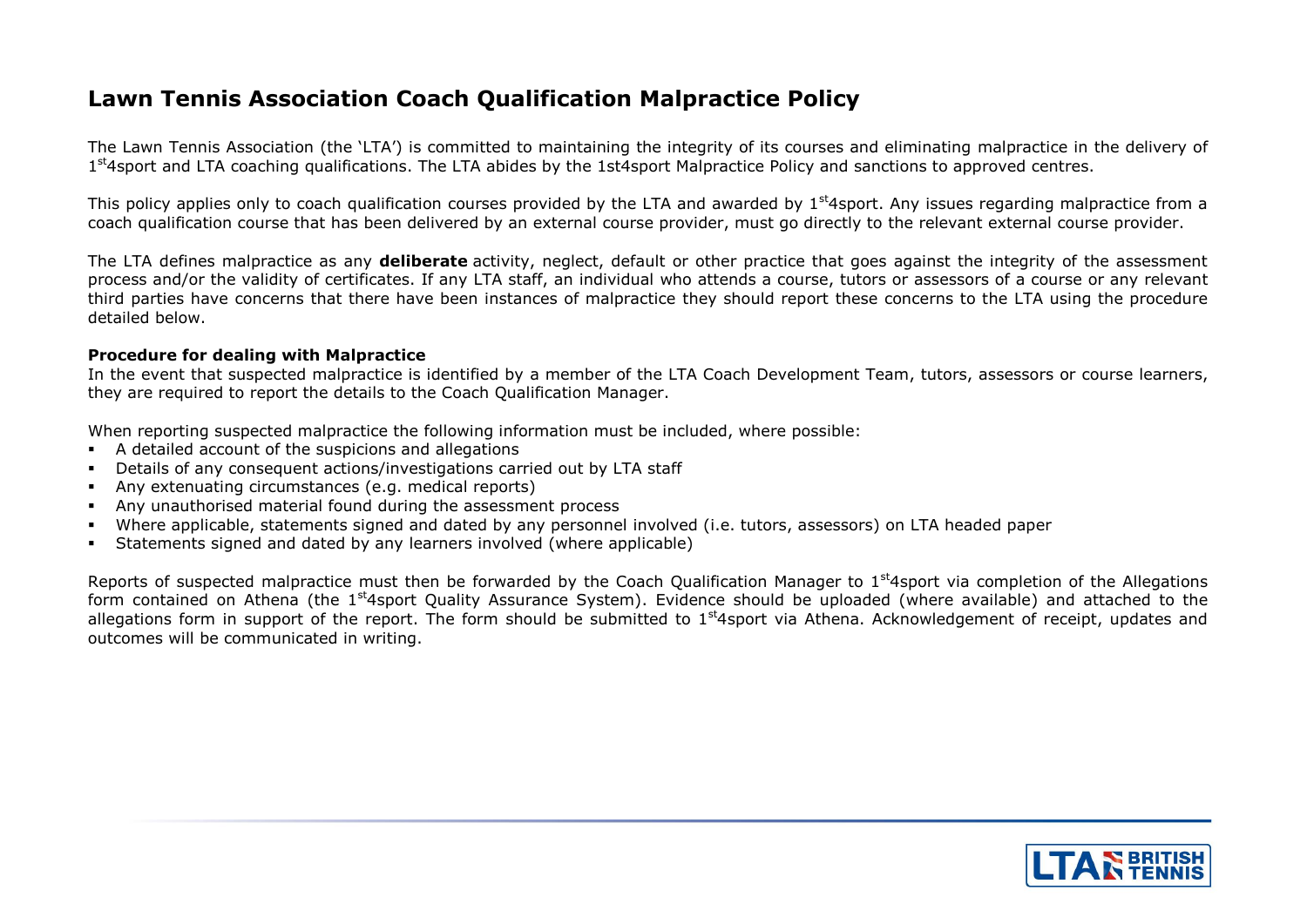# Lawn Tennis Association Coach Qualification Malpractice Policy

The Lawn Tennis Association (the 'LTA') is committed to maintaining the integrity of its courses and eliminating malpractice in the delivery of 1st4sport and LTA coaching qualifications. The LTA abides by the 1st4sport Malpractice Policy and sanctions to approved centres.

This policy applies only to coach qualification courses provided by the LTA and awarded by 1st4sport. Any issues regarding malpractice from a coach qualification course that has been delivered by an external course provider, must go directly to the relevant external course provider.

The LTA defines malpractice as any **deliberate** activity, neglect, default or other practice that goes against the integrity of the assessment process and/or the validity of certificates. If any LTA staff, an individual who attends a course, tutors or assessors of a course or any relevant third parties have concerns that there have been instances of malpractice they should report these concerns to the LTA using the procedure detailed below.

**Procedure for dealing with Malpractice**

In the event that suspected malpractice is identified by a member of the LTA Coach Development Team, tutors, assessors or course learners, they are required to report the details to the Coach Qualification Manager.

When reporting suspected malpractice the following information must be included, where possible:

- A detailed account of the suspicions and allegations
- Details of any consequent actions/investigations carried out by LTA staff
- Any extenuating circumstances (e.g. medical reports)
- Any unauthorised material found during the assessment process
- Where applicable, statements signed and dated by any personnel involved (i.e. tutors, assessors) on LTA headed paper
- Statements signed and dated by any learners involved (where applicable)

Reports of suspected malpractice must then be forwarded by the Coach Qualification Manager to 1st4sport via completion of the Allegations form contained on Athena (the 1st4sport Quality Assurance System). Evidence should be uploaded (where available) and attached to the allegations form in support of the report. The form should be submitted to 1st4sport via Athena. Acknowledgement of receipt, updates and outcomes will be communicated in writing.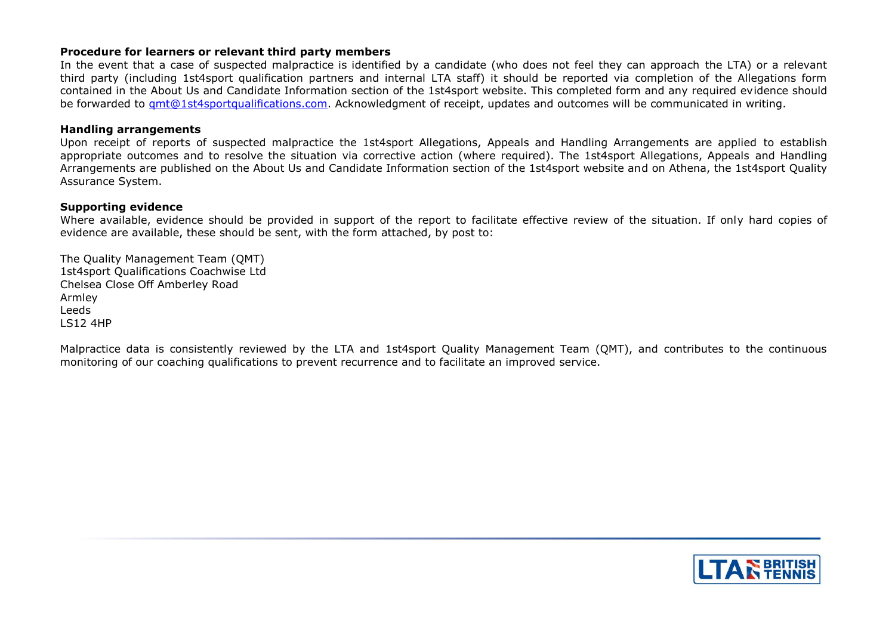**Procedure for learners or relevant third party members**

In the event that a case of suspected malpractice is identified by a candidate (who does not feel they can approach the LTA) or a relevant third party (including 1st4sport qualification partners and internal LTA staff) it should be reported via completion of the Allegations form contained in the About Us and Candidate Information section of the 1st4sport website. This completed form and any required evidence should be forwarded to qmt@1st4sportqualifications.com. Acknowledgment of receipt, updates and outcomes will be communicated in writing.

**Handling arrangements**

Upon receipt of reports of suspected malpractice the 1st4sport Allegations, Appeals and Handling Arrangements are applied to establish appropriate outcomes and to resolve the situation via corrective action (where required). The 1st4sport Allegations, Appeals and Handling Arrangements are published on the About Us and Candidate Information section of the 1st4sport website and on Athena, the 1st4sport Quality Assurance System.

**Supporting evidence**

Where available, evidence should be provided in support of the report to facilitate effective review of the situation. If only hard copies of evidence are available, these should be sent, with the form attached, by post to:

The Quality Management Team (QMT)
1st4sport Qualifications Coachwise Ltd
Chelsea Close Off Amberley Road
Armley
Leeds
LS12 4HP

Malpractice data is consistently reviewed by the LTA and 1st4sport Quality Management Team (QMT), and contributes to the continuous monitoring of our coaching qualifications to prevent recurrence and to facilitate an improved service.